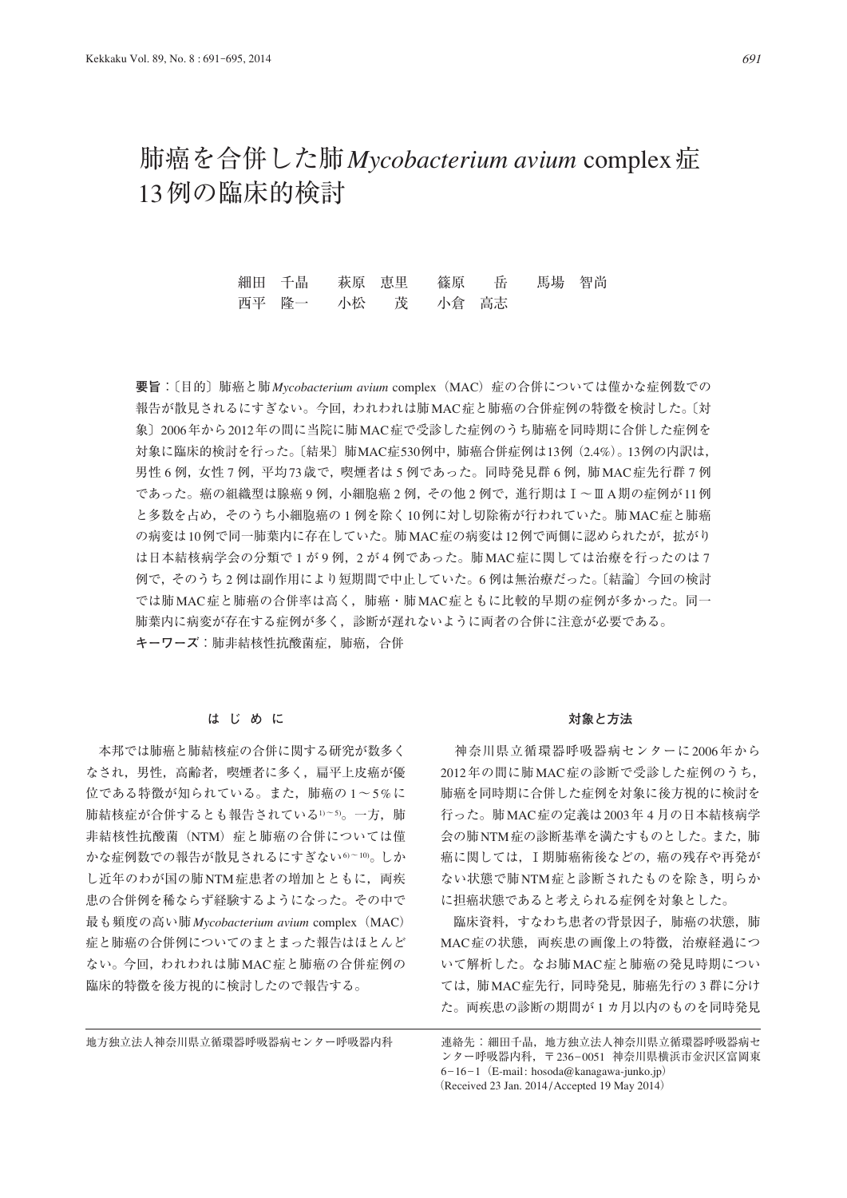# 肺癌を合併した肺*Mycobacterium avium* complex症13例の臨床的検討

細田　千晶　　萩原　恵里　　篠原　　岳　　馬場　智尚
西平　隆一　　小松　　茂　　小倉　高志

**要旨**：〔目的〕肺癌と肺*Mycobacterium avium* complex（MAC）症の合併については僅かな症例数での報告が散見されるにすぎない。今回，われわれは肺MAC症と肺癌の合併症例の特徴を検討した。〔対象〕2006年から2012年の間に当院に肺MAC症で受診した症例のうち肺癌を同時期に合併した症例を対象に臨床的検討を行った。〔結果〕肺MAC症530例中，肺癌合併症例は13例（2.4%）。13例の内訳は，男性6例，女性7例，平均73歳で，喫煙者は5例であった。同時発見群6例，肺MAC症先行群7例であった。癌の組織型は腺癌9例，小細胞癌2例，その他2例で，進行期はⅠ～ⅢA期の症例が11例と多数を占め，そのうち小細胞癌の1例を除く10例に対し切除術が行われていた。肺MAC症と肺癌の病変は10例で同一肺葉内に存在していた。肺MAC症の病変は12例で両側に認められたが，拡がりは日本結核病学会の分類で1が9例，2が4例であった。肺MAC症に関しては治療を行ったのは7例で，そのうち2例は副作用により短期間で中止していた。6例は無治療だった。〔結論〕今回の検討では肺MAC症と肺癌の合併率は高く，肺癌・肺MAC症ともに比較的早期の症例が多かった。同一肺葉内に病変が存在する症例が多く，診断が遅れないように両者の合併に注意が必要である。

**キーワーズ**：肺非結核性抗酸菌症，肺癌，合併

## は じ め に

本邦では肺癌と肺結核症の合併に関する研究が数多くなされ，男性，高齢者，喫煙者に多く，扁平上皮癌が優位である特徴が知られている。また，肺癌の1～5%に肺結核症が合併するとも報告されている[1)～5)]。一方，肺非結核性抗酸菌（NTM）症と肺癌の合併については僅かな症例数での報告が散見されるにすぎない[6)～10)]。しかし近年のわが国の肺NTM症患者の増加とともに，両疾患の合併例を稀ならず経験するようになった。その中で最も頻度の高い肺*Mycobacterium avium* complex（MAC）症と肺癌の合併例についてのまとまった報告はほとんどない。今回，われわれは肺MAC症と肺癌の合併症例の臨床的特徴を後方視的に検討したので報告する。

## 対象と方法

神奈川県立循環器呼吸器病センターに2006年から2012年の間に肺MAC症の診断で受診した症例のうち，肺癌を同時期に合併した症例を対象に後方視的に検討を行った。肺MAC症の定義は2003年4月の日本結核病学会の肺NTM症の診断基準を満たすものとした。また，肺癌に関しては，Ⅰ期肺癌術後などの，癌の残存や再発がない状態で肺NTM症と診断されたものを除き，明らかに担癌状態であると考えられる症例を対象とした。

臨床資料，すなわち患者の背景因子，肺癌の状態，肺MAC症の状態，両疾患の画像上の特徴，治療経過について解析した。なお肺MAC症と肺癌の発見時期については，肺MAC症先行，同時発見，肺癌先行の3群に分けた。両疾患の診断の期間が1カ月以内のものを同時発見

地方独立法人神奈川県立循環器呼吸器病センター呼吸器内科

連絡先：細田千晶，地方独立法人神奈川県立循環器呼吸器病センター呼吸器内科，〒236-0051 神奈川県横浜市金沢区富岡東6-16-1（E-mail: hosoda@kanagawa-junko.jp）
（Received 23 Jan. 2014/Accepted 19 May 2014）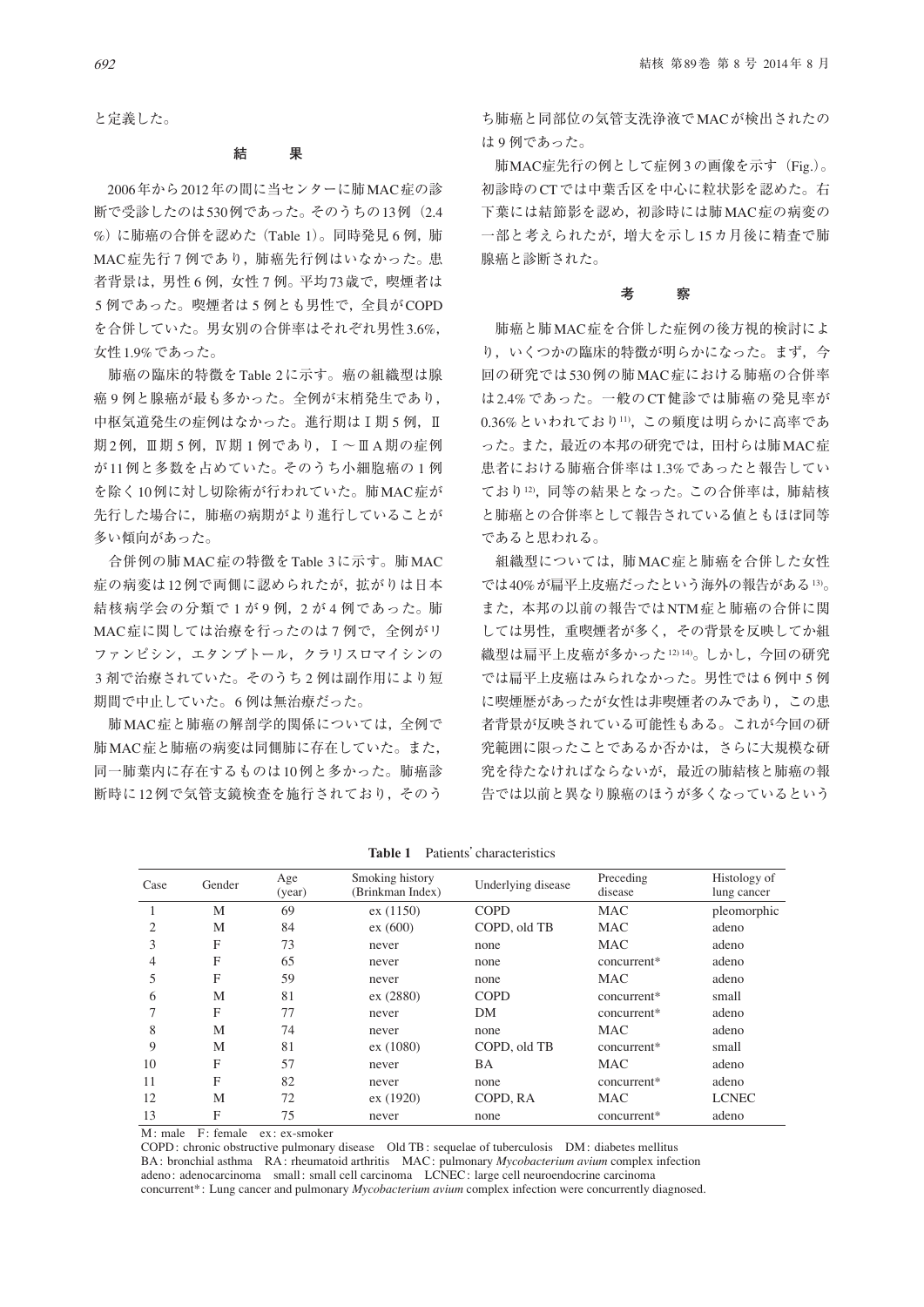と定義した。

## 結　　果

2006年から2012年の間に当センターに肺MAC症の診断で受診したのは530例であった。そのうちの13例（2.4%）に肺癌の合併を認めた（Table 1）。同時発見6例，肺MAC症先行7例であり，肺癌先行例はいなかった。患者背景は，男性6例，女性7例。平均73歳で，喫煙者は5例であった。喫煙者は5例とも男性で，全員がCOPDを合併していた。男女別の合併率はそれぞれ男性3.6%，女性1.9%であった。

肺癌の臨床的特徴をTable 2に示す。癌の組織型は腺癌9例と腺癌が最も多かった。全例が末梢発生であり，中枢気道発生の症例はなかった。進行期はⅠ期5例，Ⅱ期2例，Ⅲ期5例，Ⅳ期1例であり，Ⅰ～ⅢA期の症例が11例と多数を占めていた。そのうち小細胞癌の1例を除く10例に対し切除術が行われていた。肺MAC症が先行した場合に，肺癌の病期がより進行していることが多い傾向があった。

合併例の肺MAC症の特徴をTable 3に示す。肺MAC症の病変は12例で両側に認められたが，拡がりは日本結核病学会の分類で1が9例，2が4例であった。肺MAC症に関しては治療を行ったのは7例で，全例がリファンピシン，エタンブトール，クラリスロマイシンの3剤で治療されていた。そのうち2例は副作用により短期間で中止していた。6例は無治療だった。

肺MAC症と肺癌の解剖学的関係については，全例で肺MAC症と肺癌の病変は同側肺に存在していた。また，同一肺葉内に存在するものは10例と多かった。肺癌診断時に12例で気管支鏡検査を施行されており，そのうち肺癌と同部位の気管支洗浄液でMACが検出されたのは9例であった。

肺MAC症先行の例として症例3の画像を示す（Fig.）。初診時のCTでは中葉舌区を中心に粒状影を認めた。右下葉には結節影を認め，初診時には肺MAC症の病変の一部と考えられたが，増大を示し15カ月後に精査で肺腺癌と診断された。

## 考　　察

肺癌と肺MAC症を合併した症例の後方視的検討により，いくつかの臨床的特徴が明らかになった。まず，今回の研究では530例の肺MAC症における肺癌の合併率は2.4%であった。一般のCT健診では肺癌の発見率が0.36%といわれており[11]，この頻度は明らかに高率であった。また，最近の本邦の研究では，田村らは肺MAC症患者における肺癌合併率は1.3%であったと報告しており[12]，同等の結果となった。この合併率は，肺結核と肺癌との合併率として報告されている値ともほぼ同等であると思われる。

組織型については，肺MAC症と肺癌を合併した女性では40%が扁平上皮癌だったという海外の報告がある[13]。また，本邦の以前の報告ではNTM症と肺癌の合併に関しては男性，重喫煙者が多く，その背景を反映してか組織型は扁平上皮癌が多かった[12,14]。しかし，今回の研究では扁平上皮癌はみられなかった。男性では6例中5例に喫煙歴があったが女性は非喫煙者のみであり，この患者背景が反映されている可能性もある。これが今回の研究範囲に限ったことであるか否かは，さらに大規模な研究を待たなければならないが，最近の肺結核と肺癌の報告では以前と異なり腺癌のほうが多くなっているという

**Table 1**　Patients' characteristics

| Case | Gender | Age (year) | Smoking history (Brinkman Index) | Underlying disease | Preceding disease | Histology of lung cancer |
|---|---|---|---|---|---|---|
| 1 | M | 69 | ex (1150) | COPD | MAC | pleomorphic |
| 2 | M | 84 | ex (600) | COPD, old TB | MAC | adeno |
| 3 | F | 73 | never | none | MAC | adeno |
| 4 | F | 65 | never | none | concurrent* | adeno |
| 5 | F | 59 | never | none | MAC | adeno |
| 6 | M | 81 | ex (2880) | COPD | concurrent* | small |
| 7 | F | 77 | never | DM | concurrent* | adeno |
| 8 | M | 74 | never | none | MAC | adeno |
| 9 | M | 81 | ex (1080) | COPD, old TB | concurrent* | small |
| 10 | F | 57 | never | BA | MAC | adeno |
| 11 | F | 82 | never | none | concurrent* | adeno |
| 12 | M | 72 | ex (1920) | COPD, RA | MAC | LCNEC |
| 13 | F | 75 | never | none | concurrent* | adeno |

M: male　F: female　ex: ex-smoker
COPD: chronic obstructive pulmonary disease　Old TB: sequelae of tuberculosis　DM: diabetes mellitus
BA: bronchial asthma　RA: rheumatoid arthritis　MAC: pulmonary *Mycobacterium avium* complex infection
adeno: adenocarcinoma　small: small cell carcinoma　LCNEC: large cell neuroendocrine carcinoma
concurrent*: Lung cancer and pulmonary *Mycobacterium avium* complex infection were concurrently diagnosed.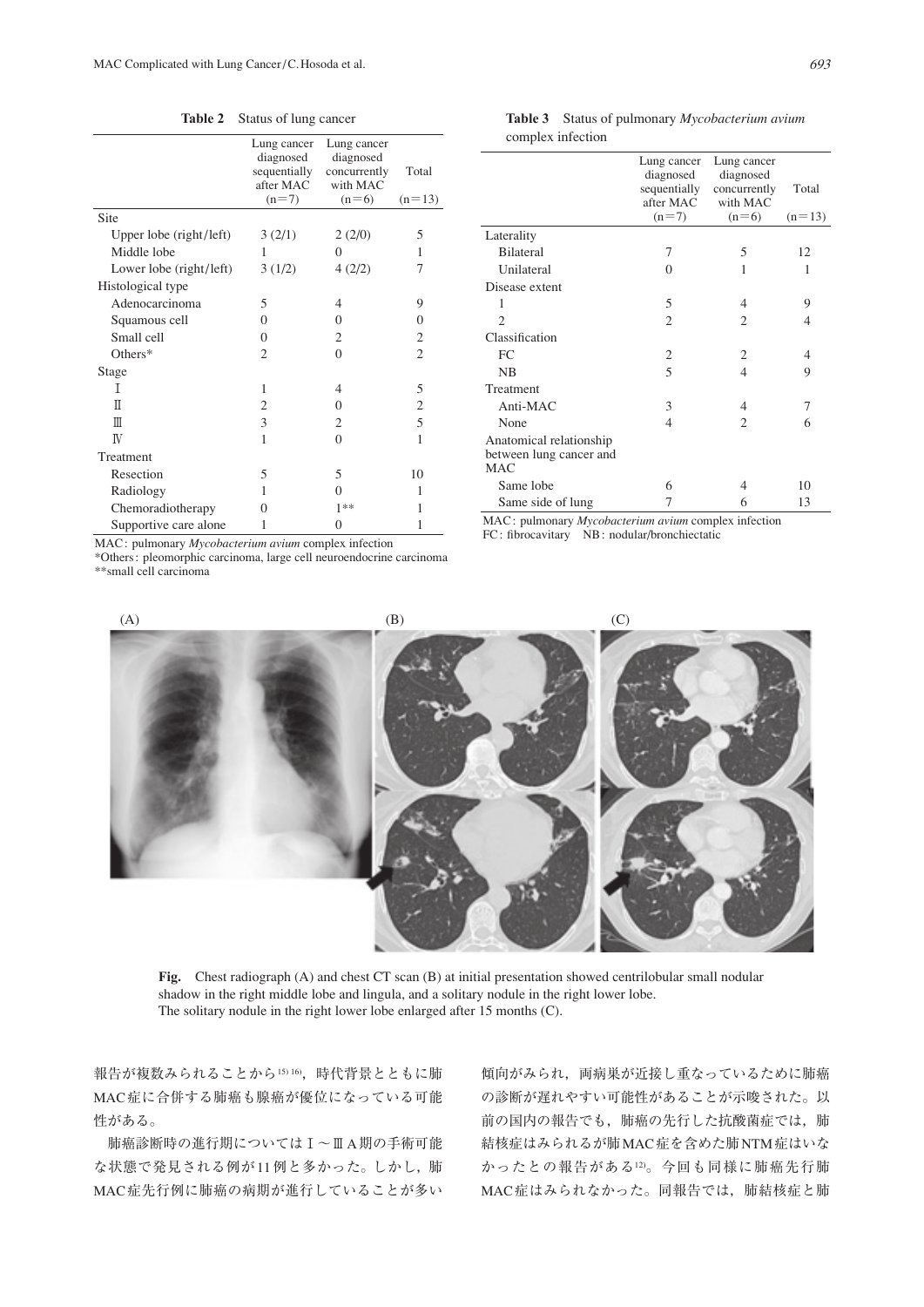**Table 2** Status of lung cancer

| | Lung cancer diagnosed sequentially after MAC (n=7) | Lung cancer diagnosed concurrently with MAC (n=6) | Total (n=13) |
|---|---|---|---|
| Site | | | |
| Upper lobe (right/left) | 3 (2/1) | 2 (2/0) | 5 |
| Middle lobe | 1 | 0 | 1 |
| Lower lobe (right/left) | 3 (1/2) | 4 (2/2) | 7 |
| Histological type | | | |
| Adenocarcinoma | 5 | 4 | 9 |
| Squamous cell | 0 | 0 | 0 |
| Small cell | 0 | 2 | 2 |
| Others* | 2 | 0 | 2 |
| Stage | | | |
| Ⅰ | 1 | 4 | 5 |
| Ⅱ | 2 | 0 | 2 |
| Ⅲ | 3 | 2 | 5 |
| Ⅳ | 1 | 0 | 1 |
| Treatment | | | |
| Resection | 5 | 5 | 10 |
| Radiology | 1 | 0 | 1 |
| Chemoradiotherapy | 0 | 1** | 1 |
| Supportive care alone | 1 | 0 | 1 |

MAC: pulmonary *Mycobacterium avium* complex infection
*Others: pleomorphic carcinoma, large cell neuroendocrine carcinoma
**small cell carcinoma

**Table 3** Status of pulmonary *Mycobacterium avium* complex infection

| | Lung cancer diagnosed sequentially after MAC (n=7) | Lung cancer diagnosed concurrently with MAC (n=6) | Total (n=13) |
|---|---|---|---|
| Laterality | | | |
| Bilateral | 7 | 5 | 12 |
| Unilateral | 0 | 1 | 1 |
| Disease extent | | | |
| 1 | 5 | 4 | 9 |
| 2 | 2 | 2 | 4 |
| Classification | | | |
| FC | 2 | 2 | 4 |
| NB | 5 | 4 | 9 |
| Treatment | | | |
| Anti-MAC | 3 | 4 | 7 |
| None | 4 | 2 | 6 |
| Anatomical relationship between lung cancer and MAC | | | |
| Same lobe | 6 | 4 | 10 |
| Same side of lung | 7 | 6 | 13 |

MAC: pulmonary *Mycobacterium avium* complex infection
FC: fibrocavitary NB: nodular/bronchiectatic

**Fig.** Chest radiograph (A) and chest CT scan (B) at initial presentation showed centrilobular small nodular shadow in the right middle lobe and lingula, and a solitary nodule in the right lower lobe. The solitary nodule in the right lower lobe enlarged after 15 months (C).

報告が複数みられることから[15][16]，時代背景とともに肺MAC症に合併する肺癌も腺癌が優位になっている可能性がある。

肺癌診断時の進行期についてはⅠ～ⅢA期の手術可能な状態で発見される例が11例と多かった。しかし，肺MAC症先行例に肺癌の病期が進行していることが多い傾向がみられ，両病巣が近接し重なっているために肺癌の診断が遅れやすい可能性があることが示唆された。以前の国内の報告でも，肺癌の先行した抗酸菌症では，肺結核症はみられるが肺MAC症を含めた肺NTM症はいなかったとの報告がある[12]。今回も同様に肺癌先行肺MAC症はみられなかった。同報告では，肺結核症と肺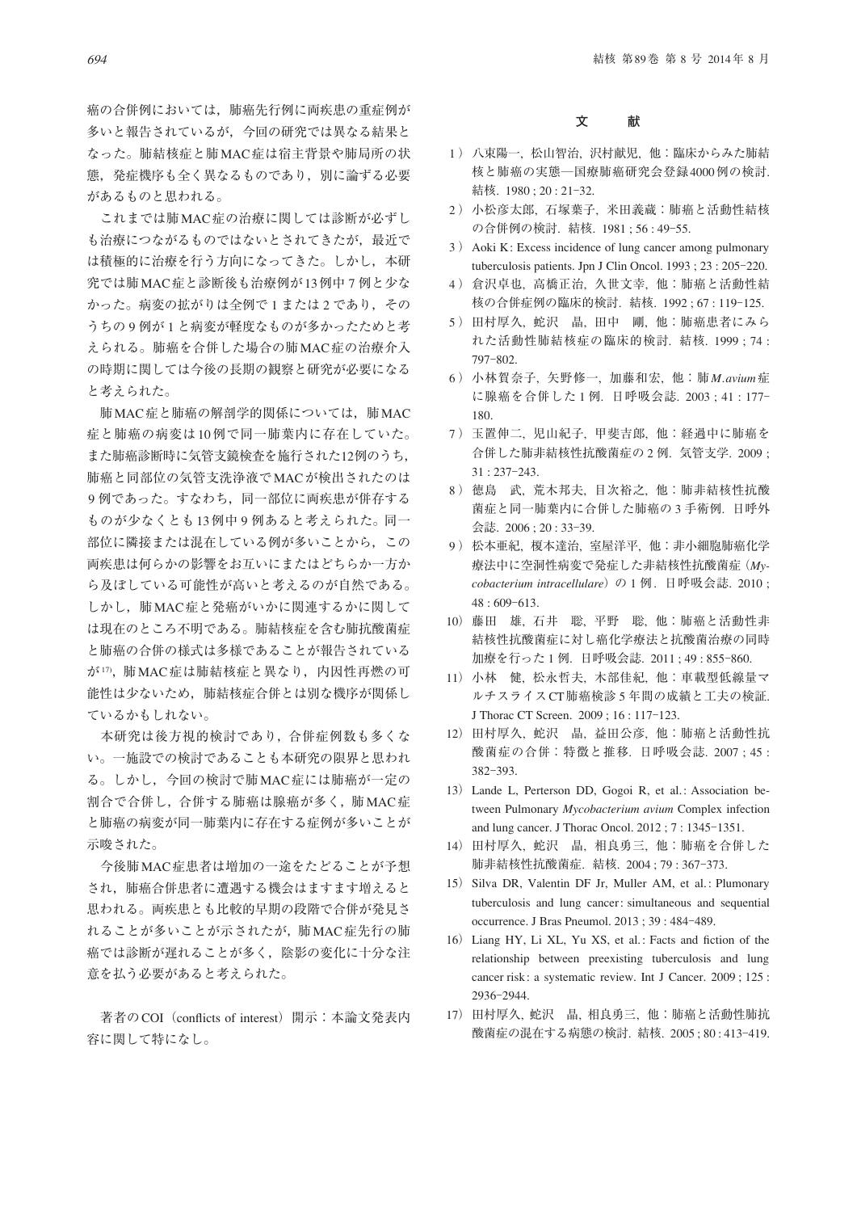癌の合併例においては，肺癌先行例に両疾患の重症例が多いと報告されているが，今回の研究では異なる結果となった。肺結核症と肺MAC症は宿主背景や肺局所の状態，発症機序も全く異なるものであり，別に論ずる必要があるものと思われる。

これまでは肺MAC症の治療に関しては診断が必ずしも治療につながるものではないとされてきたが，最近では積極的に治療を行う方向になってきた。しかし，本研究では肺MAC症と診断後も治療例が13例中7例と少なかった。病変の拡がりは全例で1または2であり，そのうちの9例が1と病変が軽度なものが多かったためと考えられる。肺癌を合併した場合の肺MAC症の治療介入の時期に関しては今後の長期の観察と研究が必要になると考えられた。

肺MAC症と肺癌の解剖学的関係については，肺MAC症と肺癌の病変は10例で同一肺葉内に存在していた。また肺癌診断時に気管支鏡検査を施行された12例のうち，肺癌と同部位の気管支洗浄液でMACが検出されたのは9例であった。すなわち，同一部位に両疾患が併存するものが少なくとも13例中9例あると考えられた。同一部位に隣接または混在している例が多いことから，この両疾患は何らかの影響をお互いにまたはどちらか一方から及ぼしている可能性が高いと考えるのが自然である。しかし，肺MAC症と発癌がいかに関連するかに関しては現在のところ不明である。肺結核症を含む肺抗酸菌症と肺癌の合併の様式は多様であることが報告されているが[17]，肺MAC症は肺結核症と異なり，内因性再燃の可能性は少ないため，肺結核症合併とは別な機序が関係しているかもしれない。

本研究は後方視的検討であり，合併症例数も多くない。一施設での検討であることも本研究の限界と思われる。しかし，今回の検討で肺MAC症には肺癌が一定の割合で合併し，合併する肺癌は腺癌が多く，肺MAC症と肺癌の病変が同一肺葉内に存在する症例が多いことが示唆された。

今後肺MAC症患者は増加の一途をたどることが予想され，肺癌合併患者に遭遇する機会はますます増えると思われる。両疾患とも比較的早期の段階で合併が発見されることが多いことが示されたが，肺MAC症先行の肺癌では診断が遅れることが多く，陰影の変化に十分な注意を払う必要があると考えられた。

著者のCOI（conflicts of interest）開示：本論文発表内容に関して特になし。

## 文　　献

1）八束陽一，松山智治，沢村献児，他：臨床からみた肺結核と肺癌の実態―国療肺癌研究会登録4000例の検討. 結核. 1980 ; 20 : 21–32.
2）小松彦太郎，石塚葉子，米田義蔵：肺癌と活動性結核の合併例の検討．結核．1981 ; 56 : 49–55.
3）Aoki K: Excess incidence of lung cancer among pulmonary tuberculosis patients. Jpn J Clin Oncol. 1993 ; 23 : 205–220.
4）倉沢卓也，高橋正治，久世文幸，他：肺癌と活動性結核の合併症例の臨床的検討．結核．1992 ; 67 : 119–125.
5）田村厚久，蛇沢　晶，田中　剛，他：肺癌患者にみられた活動性肺結核症の臨床的検討．結核．1999 ; 74 : 797–802.
6）小林賀奈子，矢野修一，加藤和宏，他：肺*M.avium*症に腺癌を合併した1例．日呼吸会誌．2003 ; 41 : 177–180.
7）玉置伸二，児山紀子，甲斐吉郎，他：経過中に肺癌を合併した肺非結核性抗酸菌症の2例．気管支学．2009 ; 31 : 237–243.
8）徳島　武，荒木邦夫，目次裕之，他：肺非結核性抗酸菌症と同一肺葉内に合併した肺癌の3手術例．日呼外会誌．2006 ; 20 : 33–39.
9）松本亜紀，榎本達治，室屋洋平，他：非小細胞肺癌化学療法中に空洞性病変で発症した非結核性抗酸菌症（*Mycobacterium intracellulare*）の1例．日呼吸会誌．2010 ; 48 : 609–613.
10）藤田　雄，石井　聡，平野　聡，他：肺癌と活動性非結核性抗酸菌症に対し癌化学療法と抗酸菌治療の同時加療を行った1例．日呼吸会誌．2011 ; 49 : 855–860.
11）小林　健，松永哲夫，木部佳紀，他：車載型低線量マルチスライスCT肺癌検診5年間の成績と工夫の検証. J Thorac CT Screen. 2009 ; 16 : 117–123.
12）田村厚久，蛇沢　晶，益田公彦，他：肺癌と活動性抗酸菌症の合併：特徴と推移．日呼吸会誌．2007 ; 45 : 382–393.
13）Lande L, Perterson DD, Gogoi R, et al.: Association between Pulmonary *Mycobacterium avium* Complex infection and lung cancer. J Thorac Oncol. 2012 ; 7 : 1345–1351.
14）田村厚久，蛇沢　晶，相良勇三，他：肺癌を合併した肺非結核性抗酸菌症．結核．2004 ; 79 : 367–373.
15）Silva DR, Valentin DF Jr, Muller AM, et al.: Plumonary tuberculosis and lung cancer: simultaneous and sequential occurrence. J Bras Pneumol. 2013 ; 39 : 484–489.
16）Liang HY, Li XL, Yu XS, et al.: Facts and fiction of the relationship between preexisting tuberculosis and lung cancer risk: a systematic review. Int J Cancer. 2009 ; 125 : 2936–2944.
17）田村厚久，蛇沢　晶，相良勇三，他：肺癌と活動性肺抗酸菌症の混在する病態の検討．結核．2005 ; 80 : 413–419.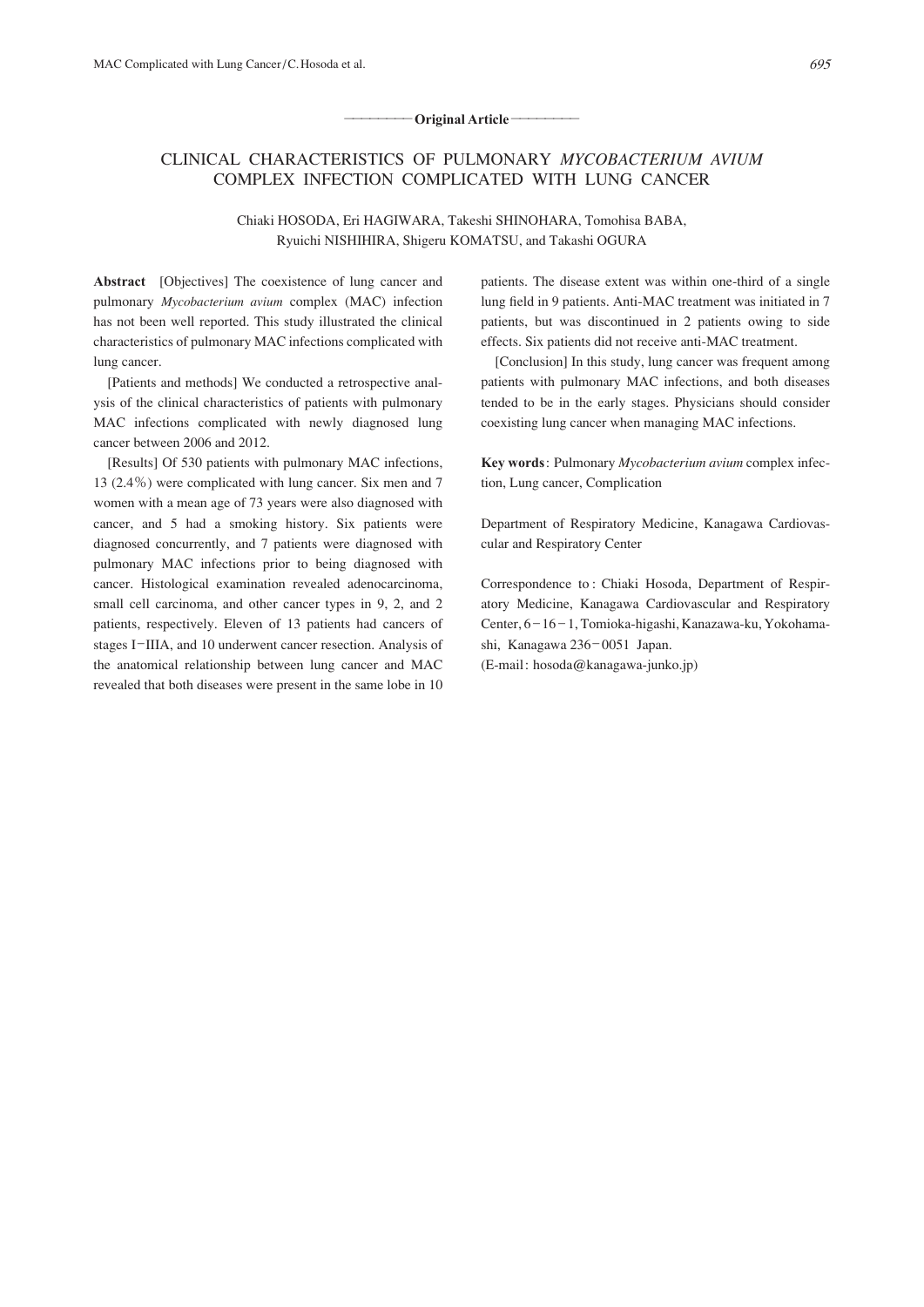Original Article

# CLINICAL CHARACTERISTICS OF PULMONARY *MYCOBACTERIUM AVIUM* COMPLEX INFECTION COMPLICATED WITH LUNG CANCER

Chiaki HOSODA, Eri HAGIWARA, Takeshi SHINOHARA, Tomohisa BABA, Ryuichi NISHIHIRA, Shigeru KOMATSU, and Takashi OGURA

**Abstract** [Objectives] The coexistence of lung cancer and pulmonary *Mycobacterium avium* complex (MAC) infection has not been well reported. This study illustrated the clinical characteristics of pulmonary MAC infections complicated with lung cancer.

[Patients and methods] We conducted a retrospective analysis of the clinical characteristics of patients with pulmonary MAC infections complicated with newly diagnosed lung cancer between 2006 and 2012.

[Results] Of 530 patients with pulmonary MAC infections, 13 (2.4%) were complicated with lung cancer. Six men and 7 women with a mean age of 73 years were also diagnosed with cancer, and 5 had a smoking history. Six patients were diagnosed concurrently, and 7 patients were diagnosed with pulmonary MAC infections prior to being diagnosed with cancer. Histological examination revealed adenocarcinoma, small cell carcinoma, and other cancer types in 9, 2, and 2 patients, respectively. Eleven of 13 patients had cancers of stages I−IIIA, and 10 underwent cancer resection. Analysis of the anatomical relationship between lung cancer and MAC revealed that both diseases were present in the same lobe in 10 patients. The disease extent was within one-third of a single lung field in 9 patients. Anti-MAC treatment was initiated in 7 patients, but was discontinued in 2 patients owing to side effects. Six patients did not receive anti-MAC treatment.

[Conclusion] In this study, lung cancer was frequent among patients with pulmonary MAC infections, and both diseases tended to be in the early stages. Physicians should consider coexisting lung cancer when managing MAC infections.

**Key words**: Pulmonary *Mycobacterium avium* complex infection, Lung cancer, Complication

Department of Respiratory Medicine, Kanagawa Cardiovascular and Respiratory Center

Correspondence to : Chiaki Hosoda, Department of Respiratory Medicine, Kanagawa Cardiovascular and Respiratory Center, 6−16−1, Tomioka-higashi, Kanazawa-ku, Yokohama-shi, Kanagawa 236−0051 Japan.
(E-mail : hosoda@kanagawa-junko.jp)